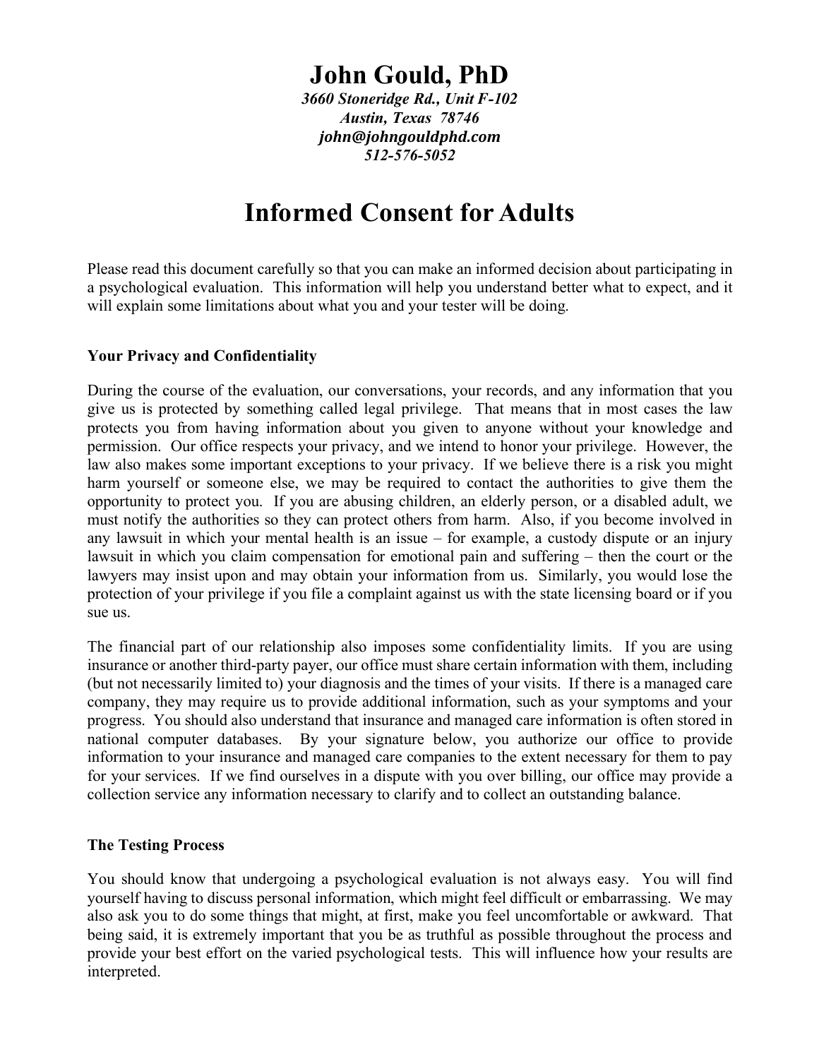# John Gould, PhD

*3660 Stoneridge Rd., Unit F-102*
*Austin, Texas 78746*
*john@johngouldphd.com*
*512-576-5052*

# Informed Consent for Adults

Please read this document carefully so that you can make an informed decision about participating in a psychological evaluation. This information will help you understand better what to expect, and it will explain some limitations about what you and your tester will be doing.

**Your Privacy and Confidentiality**

During the course of the evaluation, our conversations, your records, and any information that you give us is protected by something called legal privilege. That means that in most cases the law protects you from having information about you given to anyone without your knowledge and permission. Our office respects your privacy, and we intend to honor your privilege. However, the law also makes some important exceptions to your privacy. If we believe there is a risk you might harm yourself or someone else, we may be required to contact the authorities to give them the opportunity to protect you. If you are abusing children, an elderly person, or a disabled adult, we must notify the authorities so they can protect others from harm. Also, if you become involved in any lawsuit in which your mental health is an issue – for example, a custody dispute or an injury lawsuit in which you claim compensation for emotional pain and suffering – then the court or the lawyers may insist upon and may obtain your information from us. Similarly, you would lose the protection of your privilege if you file a complaint against us with the state licensing board or if you sue us.

The financial part of our relationship also imposes some confidentiality limits. If you are using insurance or another third-party payer, our office must share certain information with them, including (but not necessarily limited to) your diagnosis and the times of your visits. If there is a managed care company, they may require us to provide additional information, such as your symptoms and your progress. You should also understand that insurance and managed care information is often stored in national computer databases. By your signature below, you authorize our office to provide information to your insurance and managed care companies to the extent necessary for them to pay for your services. If we find ourselves in a dispute with you over billing, our office may provide a collection service any information necessary to clarify and to collect an outstanding balance.

**The Testing Process**

You should know that undergoing a psychological evaluation is not always easy. You will find yourself having to discuss personal information, which might feel difficult or embarrassing. We may also ask you to do some things that might, at first, make you feel uncomfortable or awkward. That being said, it is extremely important that you be as truthful as possible throughout the process and provide your best effort on the varied psychological tests. This will influence how your results are interpreted.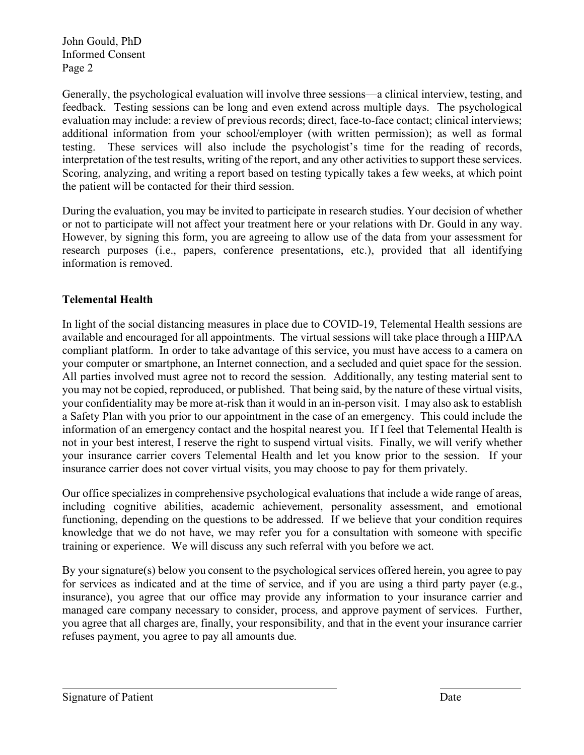Generally, the psychological evaluation will involve three sessions—a clinical interview, testing, and feedback. Testing sessions can be long and even extend across multiple days. The psychological evaluation may include: a review of previous records; direct, face-to-face contact; clinical interviews; additional information from your school/employer (with written permission); as well as formal testing. These services will also include the psychologist's time for the reading of records, interpretation of the test results, writing of the report, and any other activities to support these services. Scoring, analyzing, and writing a report based on testing typically takes a few weeks, at which point the patient will be contacted for their third session.

During the evaluation, you may be invited to participate in research studies. Your decision of whether or not to participate will not affect your treatment here or your relations with Dr. Gould in any way. However, by signing this form, you are agreeing to allow use of the data from your assessment for research purposes (i.e., papers, conference presentations, etc.), provided that all identifying information is removed.

## Telemental Health

In light of the social distancing measures in place due to COVID-19, Telemental Health sessions are available and encouraged for all appointments. The virtual sessions will take place through a HIPAA compliant platform. In order to take advantage of this service, you must have access to a camera on your computer or smartphone, an Internet connection, and a secluded and quiet space for the session. All parties involved must agree not to record the session. Additionally, any testing material sent to you may not be copied, reproduced, or published. That being said, by the nature of these virtual visits, your confidentiality may be more at-risk than it would in an in-person visit. I may also ask to establish a Safety Plan with you prior to our appointment in the case of an emergency. This could include the information of an emergency contact and the hospital nearest you. If I feel that Telemental Health is not in your best interest, I reserve the right to suspend virtual visits. Finally, we will verify whether your insurance carrier covers Telemental Health and let you know prior to the session. If your insurance carrier does not cover virtual visits, you may choose to pay for them privately.

Our office specializes in comprehensive psychological evaluations that include a wide range of areas, including cognitive abilities, academic achievement, personality assessment, and emotional functioning, depending on the questions to be addressed. If we believe that your condition requires knowledge that we do not have, we may refer you for a consultation with someone with specific training or experience. We will discuss any such referral with you before we act.

By your signature(s) below you consent to the psychological services offered herein, you agree to pay for services as indicated and at the time of service, and if you are using a third party payer (e.g., insurance), you agree that our office may provide any information to your insurance carrier and managed care company necessary to consider, process, and approve payment of services. Further, you agree that all charges are, finally, your responsibility, and that in the event your insurance carrier refuses payment, you agree to pay all amounts due.

\_\_\_\_\_\_\_\_\_\_\_\_\_\_\_\_\_\_\_\_\_\_\_\_\_\_\_\_\_\_\_\_\_\_\_\_\_\_\_\_\_\_ \_\_\_\_\_\_\_\_\_\_\_\_\_\_

Signature of Patient Date